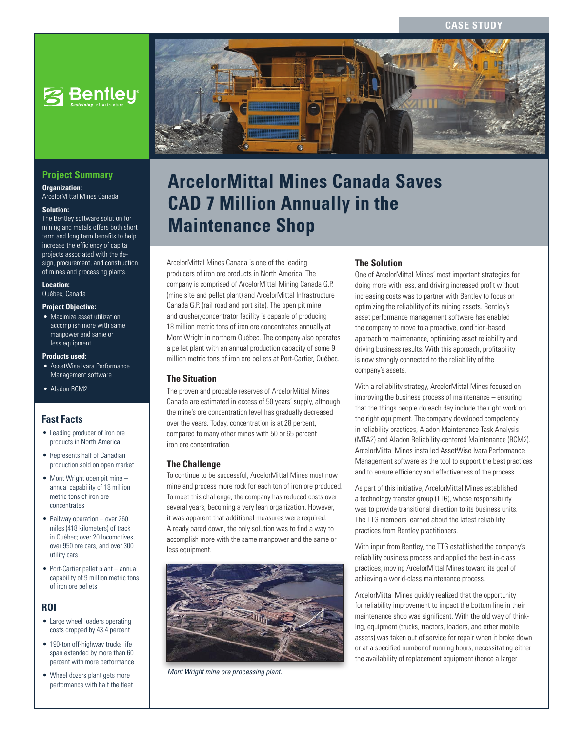CASE STUDY

# ArcelorMittal Mines Canada Saves CAD 7 Million Annually in the Maintenance Shop

## Project Summary

**Organization:**
ArcelorMittal Mines Canada

**Solution:**
The Bentley software solution for mining and metals offers both short term and long term benefits to help increase the efficiency of capital projects associated with the design, procurement, and construction of mines and processing plants.

**Location:**
Québec, Canada

**Project Objective:**

- Maximize asset utilization, accomplish more with same manpower and same or less equipment

**Products used:**

- AssetWise Ivara Performance Management software
- Aladon RCM2

## Fast Facts

- Leading producer of iron ore products in North America
- Represents half of Canadian production sold on open market
- Mont Wright open pit mine – annual capability of 18 million metric tons of iron ore concentrates
- Railway operation – over 260 miles (418 kilometers) of track in Québec; over 20 locomotives, over 950 ore cars, and over 300 utility cars
- Port-Cartier pellet plant – annual capability of 9 million metric tons of iron ore pellets

## ROI

- Large wheel loaders operating costs dropped by 43.4 percent
- 190-ton off-highway trucks life span extended by more than 60 percent with more performance
- Wheel dozers plant gets more performance with half the fleet

ArcelorMittal Mines Canada is one of the leading producers of iron ore products in North America. The company is comprised of ArcelorMittal Mining Canada G.P. (mine site and pellet plant) and ArcelorMittal Infrastructure Canada G.P. (rail road and port site). The open pit mine and crusher/concentrator facility is capable of producing 18 million metric tons of iron ore concentrates annually at Mont Wright in northern Québec. The company also operates a pellet plant with an annual production capacity of some 9 million metric tons of iron ore pellets at Port-Cartier, Québec.

### The Situation

The proven and probable reserves of ArcelorMittal Mines Canada are estimated in excess of 50 years' supply, although the mine's ore concentration level has gradually decreased over the years. Today, concentration is at 28 percent, compared to many other mines with 50 or 65 percent iron ore concentration.

### The Challenge

To continue to be successful, ArcelorMittal Mines must now mine and process more rock for each ton of iron ore produced. To meet this challenge, the company has reduced costs over several years, becoming a very lean organization. However, it was apparent that additional measures were required. Already pared down, the only solution was to find a way to accomplish more with the same manpower and the same or less equipment.

*Mont Wright mine ore processing plant.*

### The Solution

One of ArcelorMittal Mines' most important strategies for doing more with less, and driving increased profit without increasing costs was to partner with Bentley to focus on optimizing the reliability of its mining assets. Bentley's asset performance management software has enabled the company to move to a proactive, condition-based approach to maintenance, optimizing asset reliability and driving business results. With this approach, profitability is now strongly connected to the reliability of the company's assets.

With a reliability strategy, ArcelorMittal Mines focused on improving the business process of maintenance – ensuring that the things people do each day include the right work on the right equipment. The company developed competency in reliability practices, Aladon Maintenance Task Analysis (MTA2) and Aladon Reliability-centered Maintenance (RCM2). ArcelorMittal Mines installed AssetWise Ivara Performance Management software as the tool to support the best practices and to ensure efficiency and effectiveness of the process.

As part of this initiative, ArcelorMittal Mines established a technology transfer group (TTG), whose responsibility was to provide transitional direction to its business units. The TTG members learned about the latest reliability practices from Bentley practitioners.

With input from Bentley, the TTG established the company's reliability business process and applied the best-in-class practices, moving ArcelorMittal Mines toward its goal of achieving a world-class maintenance process.

ArcelorMittal Mines quickly realized that the opportunity for reliability improvement to impact the bottom line in their maintenance shop was significant. With the old way of thinking, equipment (trucks, tractors, loaders, and other mobile assets) was taken out of service for repair when it broke down or at a specified number of running hours, necessitating either the availability of replacement equipment (hence a larger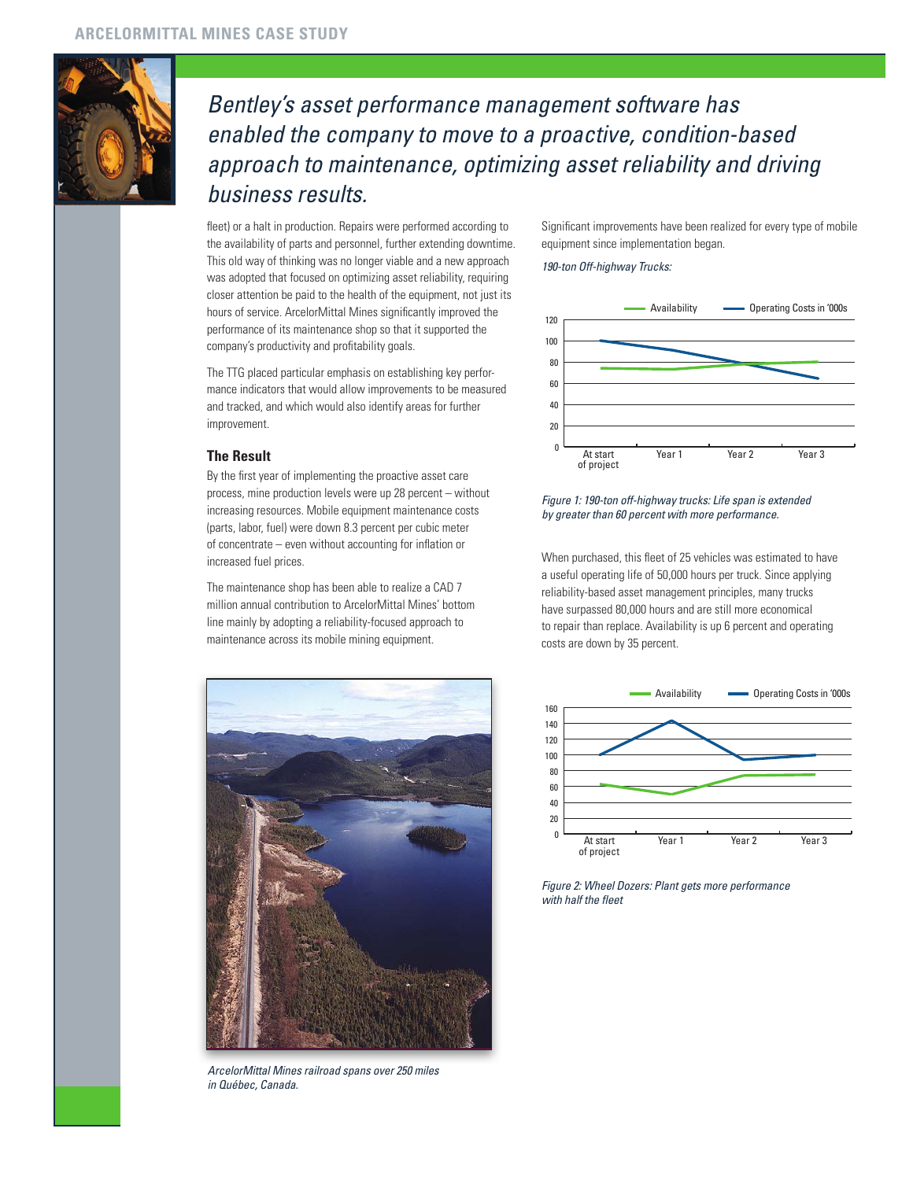*Bentley's asset performance management software has enabled the company to move to a proactive, condition-based approach to maintenance, optimizing asset reliability and driving business results.*

fleet) or a halt in production. Repairs were performed according to the availability of parts and personnel, further extending downtime. This old way of thinking was no longer viable and a new approach was adopted that focused on optimizing asset reliability, requiring closer attention be paid to the health of the equipment, not just its hours of service. ArcelorMittal Mines significantly improved the performance of its maintenance shop so that it supported the company's productivity and profitability goals.

The TTG placed particular emphasis on establishing key performance indicators that would allow improvements to be measured and tracked, and which would also identify areas for further improvement.

### The Result

By the first year of implementing the proactive asset care process, mine production levels were up 28 percent – without increasing resources. Mobile equipment maintenance costs (parts, labor, fuel) were down 8.3 percent per cubic meter of concentrate – even without accounting for inflation or increased fuel prices.

The maintenance shop has been able to realize a CAD 7 million annual contribution to ArcelorMittal Mines' bottom line mainly by adopting a reliability-focused approach to maintenance across its mobile mining equipment.

*ArcelorMittal Mines railroad spans over 250 miles in Québec, Canada.*

Significant improvements have been realized for every type of mobile equipment since implementation began.

*190-ton Off-highway Trucks:*

*Figure 1: 190-ton off-highway trucks: Life span is extended by greater than 60 percent with more performance.*

When purchased, this fleet of 25 vehicles was estimated to have a useful operating life of 50,000 hours per truck. Since applying reliability-based asset management principles, many trucks have surpassed 80,000 hours and are still more economical to repair than replace. Availability is up 6 percent and operating costs are down by 35 percent.

*Figure 2: Wheel Dozers: Plant gets more performance with half the fleet*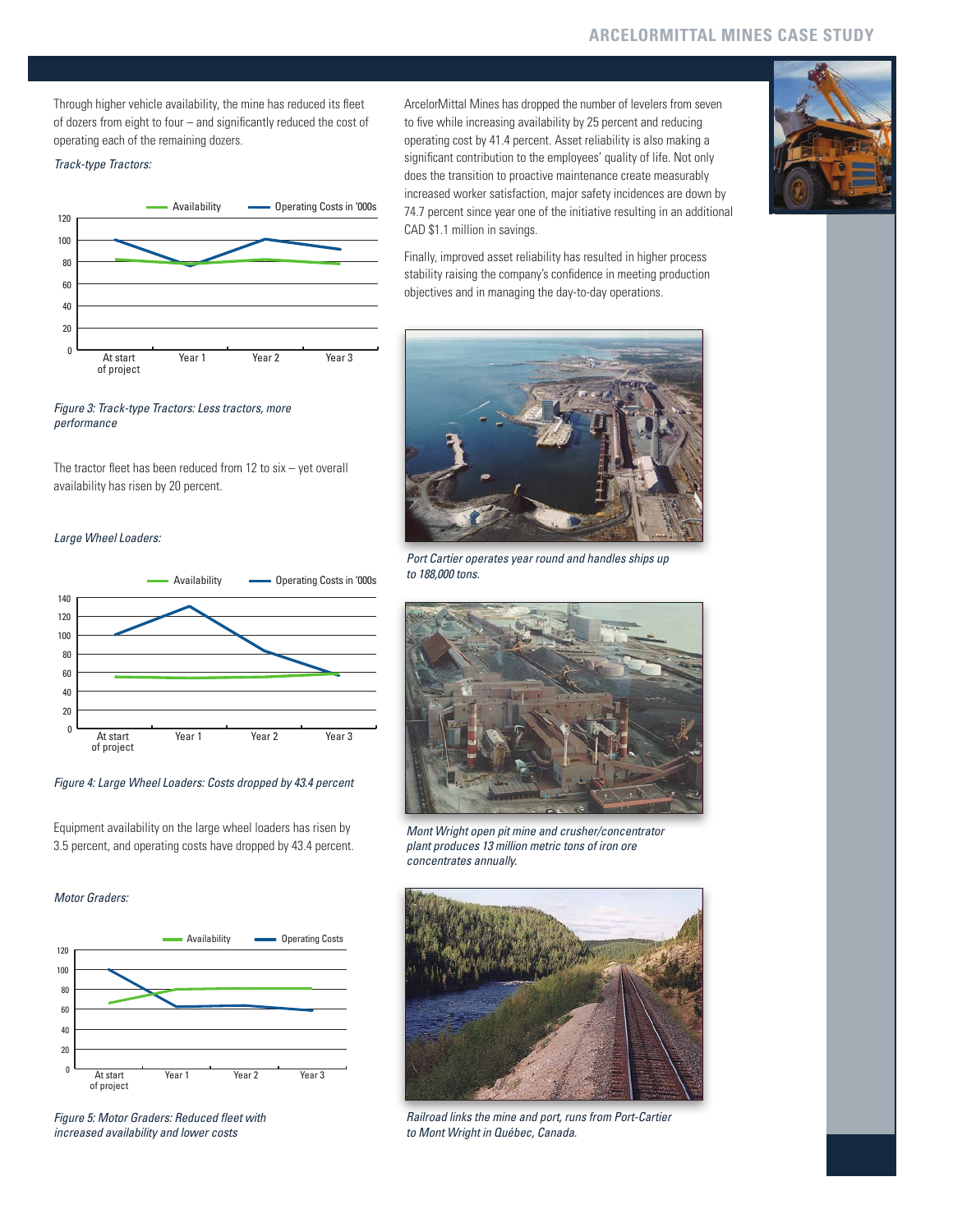Through higher vehicle availability, the mine has reduced its fleet of dozers from eight to four – and significantly reduced the cost of operating each of the remaining dozers.

*Track-type Tractors:*

*Figure 3: Track-type Tractors: Less tractors, more performance*

The tractor fleet has been reduced from 12 to six – yet overall availability has risen by 20 percent.

*Large Wheel Loaders:*

*Figure 4: Large Wheel Loaders: Costs dropped by 43.4 percent*

Equipment availability on the large wheel loaders has risen by 3.5 percent, and operating costs have dropped by 43.4 percent.

*Motor Graders:*

*Figure 5: Motor Graders: Reduced fleet with increased availability and lower costs*

ArcelorMittal Mines has dropped the number of levelers from seven to five while increasing availability by 25 percent and reducing operating cost by 41.4 percent. Asset reliability is also making a significant contribution to the employees' quality of life. Not only does the transition to proactive maintenance create measurably increased worker satisfaction, major safety incidences are down by 74.7 percent since year one of the initiative resulting in an additional CAD $1.1 million in savings.

Finally, improved asset reliability has resulted in higher process stability raising the company's confidence in meeting production objectives and in managing the day-to-day operations.

*Port Cartier operates year round and handles ships up to 188,000 tons.*

*Mont Wright open pit mine and crusher/concentrator plant produces 13 million metric tons of iron ore concentrates annually.*

*Railroad links the mine and port, runs from Port-Cartier to Mont Wright in Québec, Canada.*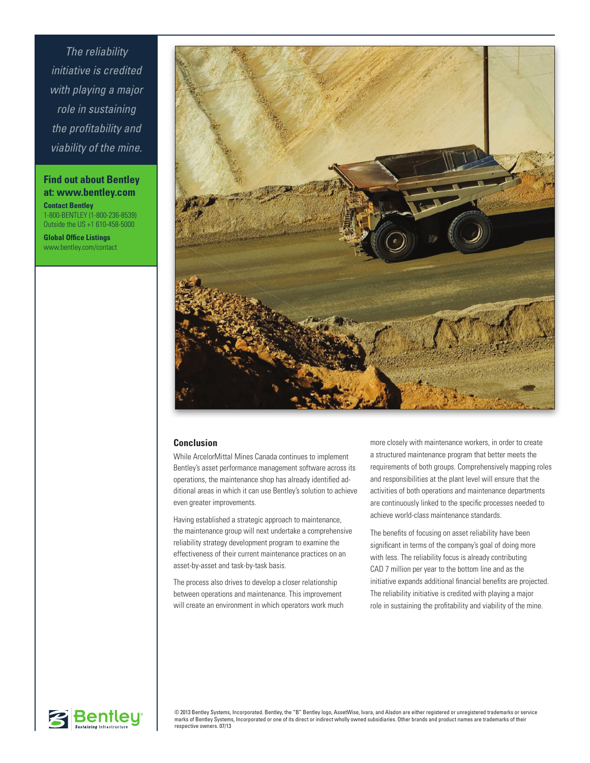*The reliability initiative is credited with playing a major role in sustaining the profitability and viability of the mine.*

**Find out about Bentley at: www.bentley.com**

**Contact Bentley**
1-800-BENTLEY (1-800-236-8539)
Outside the US +1 610-458-5000

**Global Office Listings**
www.bentley.com/contact

## Conclusion

While ArcelorMittal Mines Canada continues to implement Bentley's asset performance management software across its operations, the maintenance shop has already identified additional areas in which it can use Bentley's solution to achieve even greater improvements.

Having established a strategic approach to maintenance, the maintenance group will next undertake a comprehensive reliability strategy development program to examine the effectiveness of their current maintenance practices on an asset-by-asset and task-by-task basis.

The process also drives to develop a closer relationship between operations and maintenance. This improvement will create an environment in which operators work much more closely with maintenance workers, in order to create a structured maintenance program that better meets the requirements of both groups. Comprehensively mapping roles and responsibilities at the plant level will ensure that the activities of both operations and maintenance departments are continuously linked to the specific processes needed to achieve world-class maintenance standards.

The benefits of focusing on asset reliability have been significant in terms of the company's goal of doing more with less. The reliability focus is already contributing CAD 7 million per year to the bottom line and as the initiative expands additional financial benefits are projected. The reliability initiative is credited with playing a major role in sustaining the profitability and viability of the mine.

Bentley *Sustaining Infrastructure*

© 2013 Bentley Systems, Incorporated. Bentley, the "B" Bentley logo, AssetWise, Ivara, and Aladon are either registered or unregistered trademarks or service marks of Bentley Systems, Incorporated or one of its direct or indirect wholly owned subsidiaries. Other brands and product names are trademarks of their respective owners. 07/13